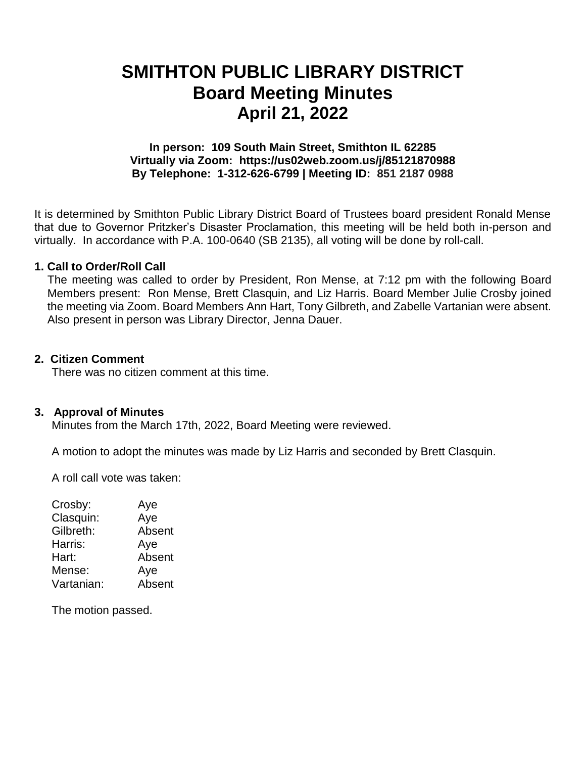# SMITHTON PUBLIC LIBRARY DISTRICT
# Board Meeting Minutes
# April 21, 2022

**In person: 109 South Main Street, Smithton IL 62285**
**Virtually via Zoom: https://us02web.zoom.us/j/85121870988**
**By Telephone: 1-312-626-6799 | Meeting ID: 851 2187 0988**

It is determined by Smithton Public Library District Board of Trustees board president Ronald Mense that due to Governor Pritzker's Disaster Proclamation, this meeting will be held both in-person and virtually. In accordance with P.A. 100-0640 (SB 2135), all voting will be done by roll-call.

### 1. Call to Order/Roll Call

The meeting was called to order by President, Ron Mense, at 7:12 pm with the following Board Members present: Ron Mense, Brett Clasquin, and Liz Harris. Board Member Julie Crosby joined the meeting via Zoom. Board Members Ann Hart, Tony Gilbreth, and Zabelle Vartanian were absent. Also present in person was Library Director, Jenna Dauer.

### 2. Citizen Comment

There was no citizen comment at this time.

### 3. Approval of Minutes

Minutes from the March 17th, 2022, Board Meeting were reviewed.

A motion to adopt the minutes was made by Liz Harris and seconded by Brett Clasquin.

A roll call vote was taken:

| | |
|---|---|
| Crosby: | Aye |
| Clasquin: | Aye |
| Gilbreth: | Absent |
| Harris: | Aye |
| Hart: | Absent |
| Mense: | Aye |
| Vartanian: | Absent |

The motion passed.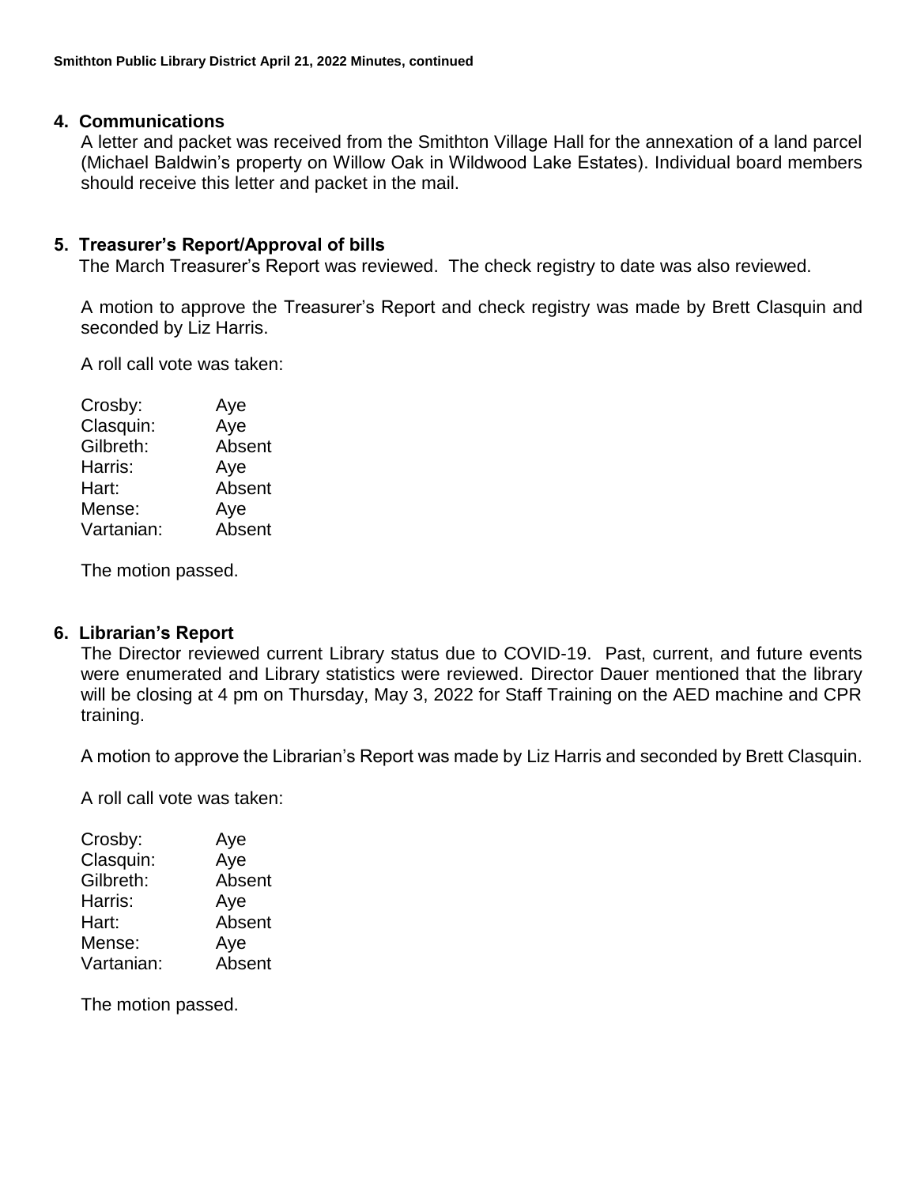## 4. Communications

A letter and packet was received from the Smithton Village Hall for the annexation of a land parcel (Michael Baldwin's property on Willow Oak in Wildwood Lake Estates). Individual board members should receive this letter and packet in the mail.

## 5. Treasurer's Report/Approval of bills

The March Treasurer's Report was reviewed. The check registry to date was also reviewed.

A motion to approve the Treasurer's Report and check registry was made by Brett Clasquin and seconded by Liz Harris.

A roll call vote was taken:

| | |
|---|---|
| Crosby: | Aye |
| Clasquin: | Aye |
| Gilbreth: | Absent |
| Harris: | Aye |
| Hart: | Absent |
| Mense: | Aye |
| Vartanian: | Absent |

The motion passed.

## 6. Librarian's Report

The Director reviewed current Library status due to COVID-19. Past, current, and future events were enumerated and Library statistics were reviewed. Director Dauer mentioned that the library will be closing at 4 pm on Thursday, May 3, 2022 for Staff Training on the AED machine and CPR training.

A motion to approve the Librarian's Report was made by Liz Harris and seconded by Brett Clasquin.

A roll call vote was taken:

| | |
|---|---|
| Crosby: | Aye |
| Clasquin: | Aye |
| Gilbreth: | Absent |
| Harris: | Aye |
| Hart: | Absent |
| Mense: | Aye |
| Vartanian: | Absent |

The motion passed.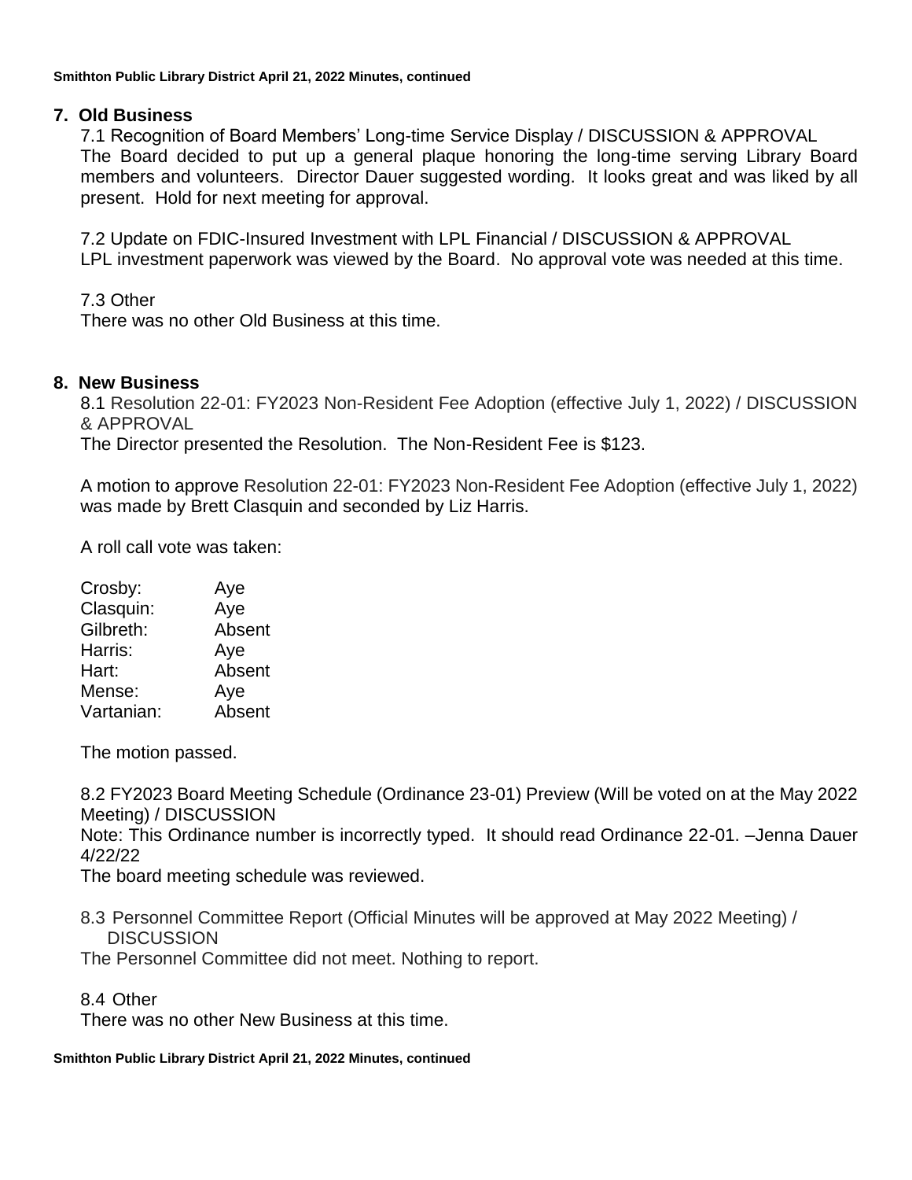## 7. Old Business

7.1 Recognition of Board Members' Long-time Service Display / DISCUSSION & APPROVAL
The Board decided to put up a general plaque honoring the long-time serving Library Board members and volunteers. Director Dauer suggested wording. It looks great and was liked by all present. Hold for next meeting for approval.

7.2 Update on FDIC-Insured Investment with LPL Financial / DISCUSSION & APPROVAL
LPL investment paperwork was viewed by the Board. No approval vote was needed at this time.

7.3 Other
There was no other Old Business at this time.

## 8. New Business

8.1 Resolution 22-01: FY2023 Non-Resident Fee Adoption (effective July 1, 2022) / DISCUSSION & APPROVAL
The Director presented the Resolution. The Non-Resident Fee is $123.

A motion to approve Resolution 22-01: FY2023 Non-Resident Fee Adoption (effective July 1, 2022) was made by Brett Clasquin and seconded by Liz Harris.

A roll call vote was taken:

| | |
|---|---|
| Crosby: | Aye |
| Clasquin: | Aye |
| Gilbreth: | Absent |
| Harris: | Aye |
| Hart: | Absent |
| Mense: | Aye |
| Vartanian: | Absent |

The motion passed.

8.2 FY2023 Board Meeting Schedule (Ordinance 23-01) Preview (Will be voted on at the May 2022 Meeting) / DISCUSSION
Note: This Ordinance number is incorrectly typed. It should read Ordinance 22-01. –Jenna Dauer 4/22/22
The board meeting schedule was reviewed.

8.3 Personnel Committee Report (Official Minutes will be approved at May 2022 Meeting) / DISCUSSION
The Personnel Committee did not meet. Nothing to report.

8.4 Other
There was no other New Business at this time.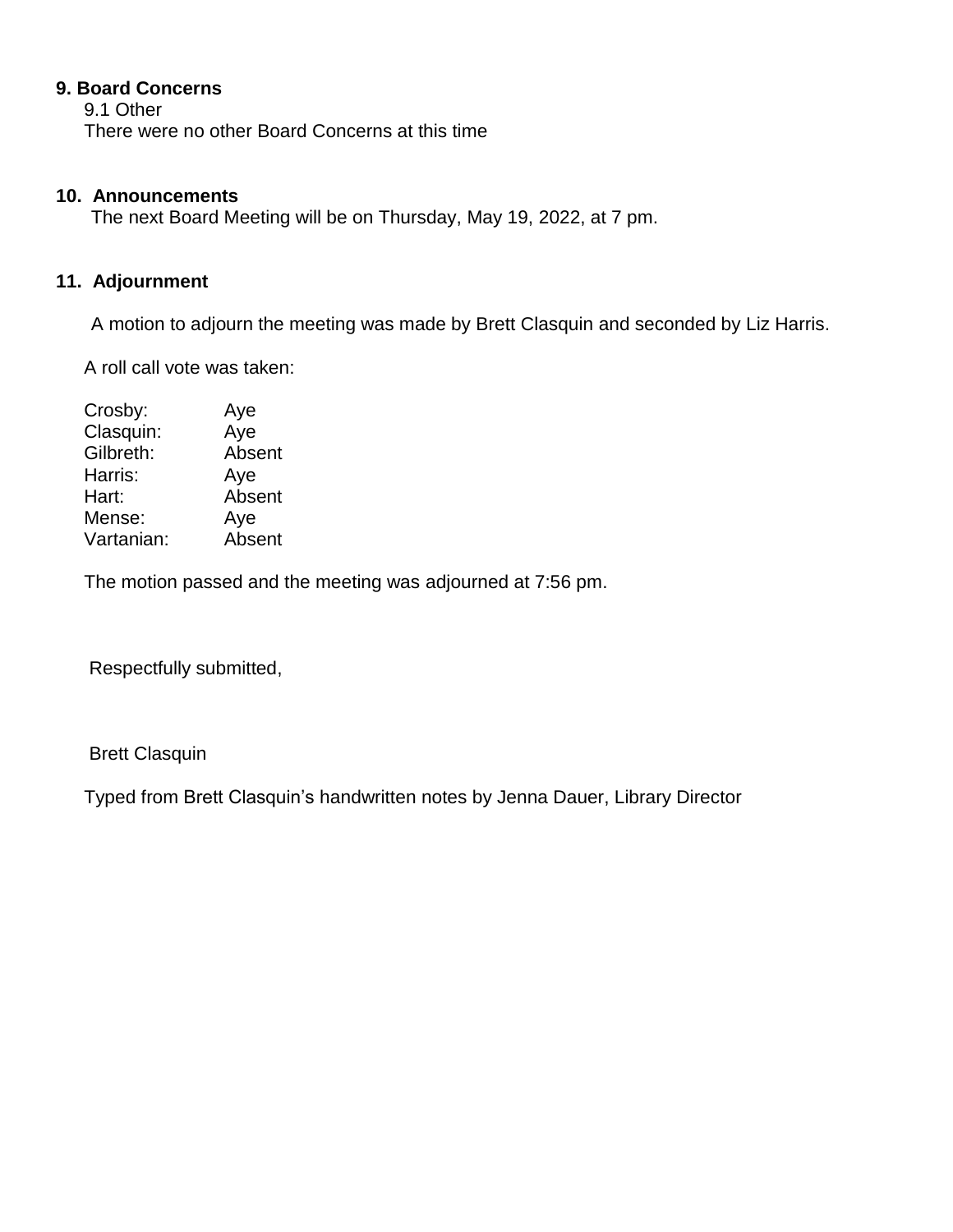**9. Board Concerns**

9.1 Other

There were no other Board Concerns at this time

**10. Announcements**

The next Board Meeting will be on Thursday, May 19, 2022, at 7 pm.

**11. Adjournment**

A motion to adjourn the meeting was made by Brett Clasquin and seconded by Liz Harris.

A roll call vote was taken:

| | |
|---|---|
| Crosby: | Aye |
| Clasquin: | Aye |
| Gilbreth: | Absent |
| Harris: | Aye |
| Hart: | Absent |
| Mense: | Aye |
| Vartanian: | Absent |

The motion passed and the meeting was adjourned at 7:56 pm.

Respectfully submitted,

Brett Clasquin

Typed from Brett Clasquin's handwritten notes by Jenna Dauer, Library Director